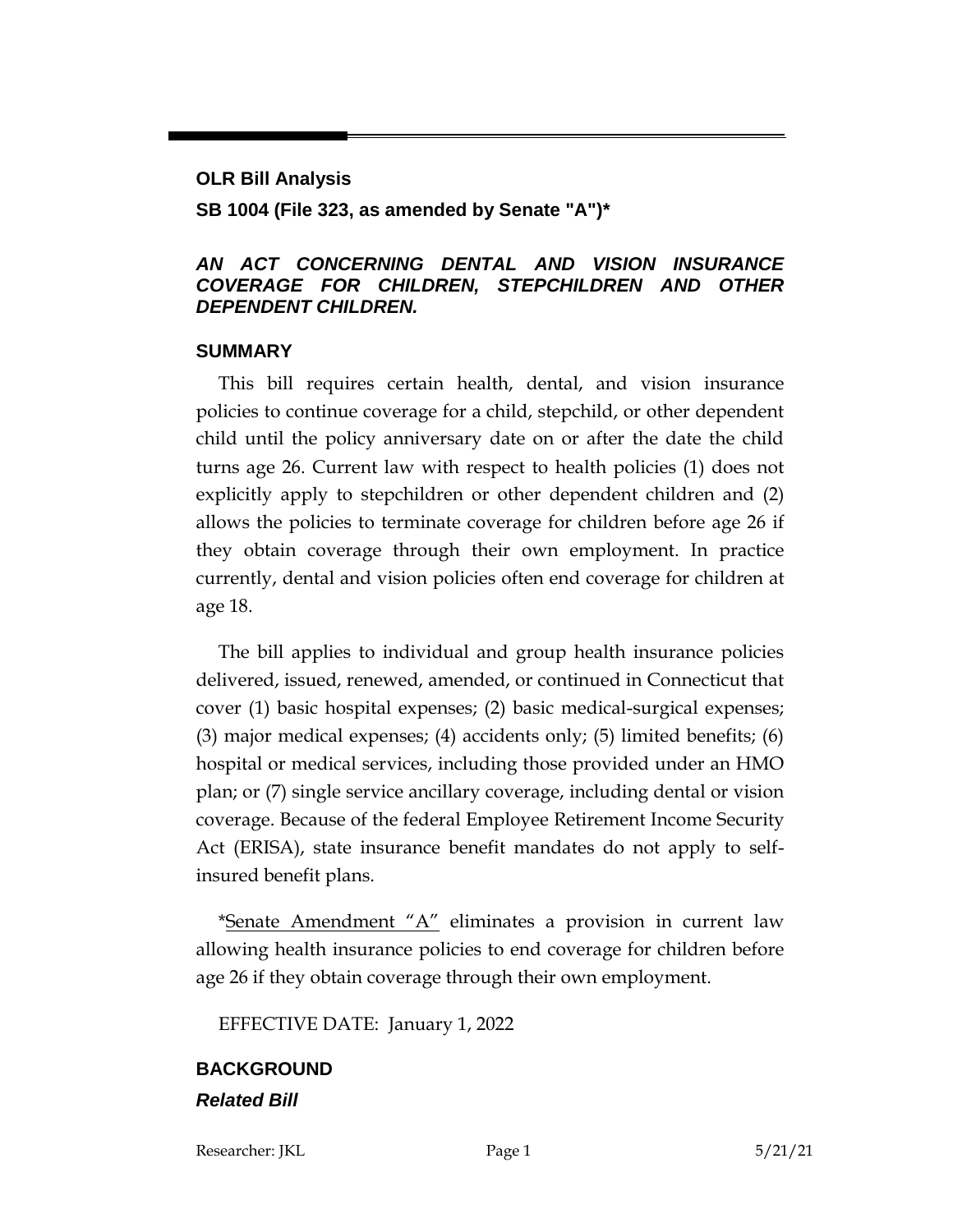**OLR Bill Analysis**

**SB 1004 (File 323, as amended by Senate "A")***

***AN ACT CONCERNING DENTAL AND VISION INSURANCE COVERAGE FOR CHILDREN, STEPCHILDREN AND OTHER DEPENDENT CHILDREN.***

## SUMMARY

This bill requires certain health, dental, and vision insurance policies to continue coverage for a child, stepchild, or other dependent child until the policy anniversary date on or after the date the child turns age 26. Current law with respect to health policies (1) does not explicitly apply to stepchildren or other dependent children and (2) allows the policies to terminate coverage for children before age 26 if they obtain coverage through their own employment. In practice currently, dental and vision policies often end coverage for children at age 18.

The bill applies to individual and group health insurance policies delivered, issued, renewed, amended, or continued in Connecticut that cover (1) basic hospital expenses; (2) basic medical-surgical expenses; (3) major medical expenses; (4) accidents only; (5) limited benefits; (6) hospital or medical services, including those provided under an HMO plan; or (7) single service ancillary coverage, including dental or vision coverage. Because of the federal Employee Retirement Income Security Act (ERISA), state insurance benefit mandates do not apply to self-insured benefit plans.

*Senate Amendment "A" eliminates a provision in current law allowing health insurance policies to end coverage for children before age 26 if they obtain coverage through their own employment.

EFFECTIVE DATE: January 1, 2022

## BACKGROUND

### *Related Bill*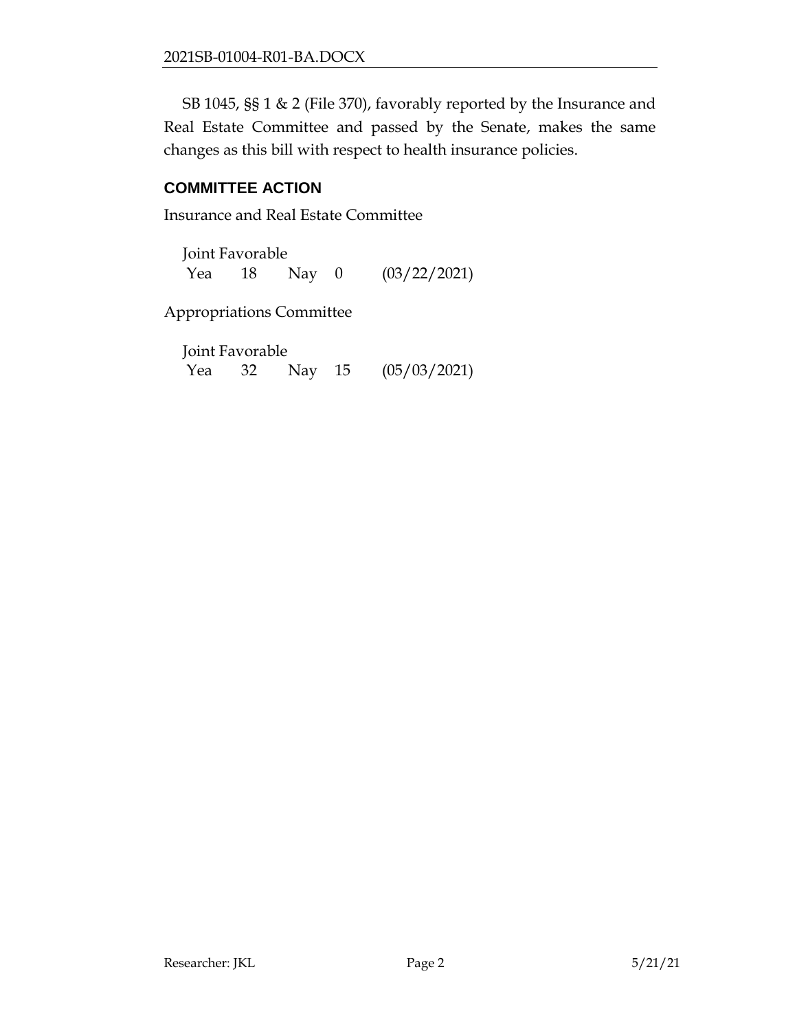SB 1045, §§ 1 & 2 (File 370), favorably reported by the Insurance and Real Estate Committee and passed by the Senate, makes the same changes as this bill with respect to health insurance policies.

## COMMITTEE ACTION

Insurance and Real Estate Committee

| | | | | |
|---|---|---|---|---|
| Joint Favorable | | | | |
| Yea | 18 | Nay | 0 | (03/22/2021) |

Appropriations Committee

| | | | | |
|---|---|---|---|---|
| Joint Favorable | | | | |
| Yea | 32 | Nay | 15 | (05/03/2021) |